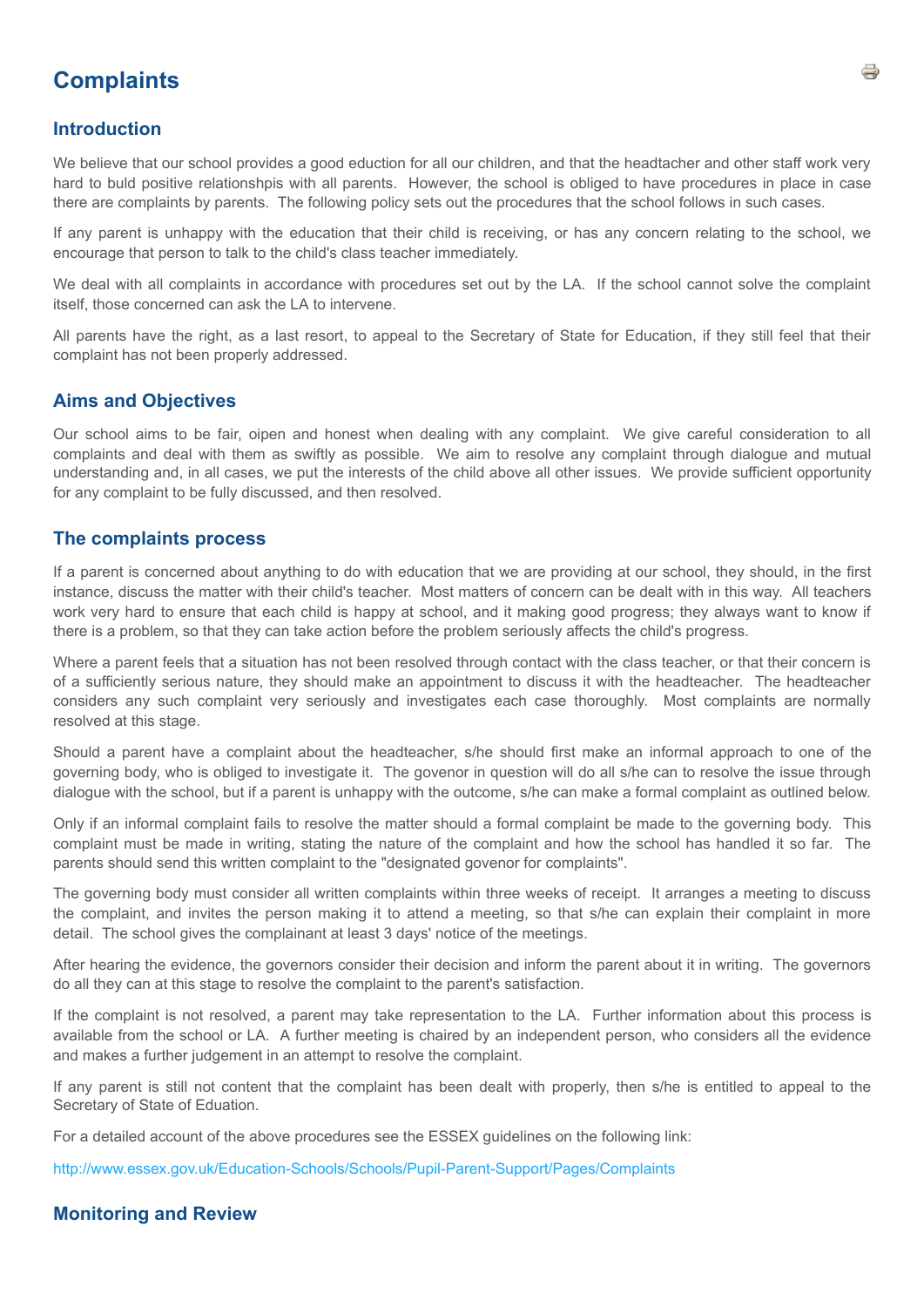# Complaints

## Introduction

We believe that our school provides a good eduction for all our children, and that the headtacher and other staff work very hard to buld positive relationshpis with all parents. However, the school is obliged to have procedures in place in case there are complaints by parents. The following policy sets out the procedures that the school follows in such cases.

If any parent is unhappy with the education that their child is receiving, or has any concern relating to the school, we encourage that person to talk to the child's class teacher immediately.

We deal with all complaints in accordance with procedures set out by the LA. If the school cannot solve the complaint itself, those concerned can ask the LA to intervene.

All parents have the right, as a last resort, to appeal to the Secretary of State for Education, if they still feel that their complaint has not been properly addressed.

## Aims and Objectives

Our school aims to be fair, oipen and honest when dealing with any complaint. We give careful consideration to all complaints and deal with them as swiftly as possible. We aim to resolve any complaint through dialogue and mutual understanding and, in all cases, we put the interests of the child above all other issues. We provide sufficient opportunity for any complaint to be fully discussed, and then resolved.

## The complaints process

If a parent is concerned about anything to do with education that we are providing at our school, they should, in the first instance, discuss the matter with their child's teacher. Most matters of concern can be dealt with in this way. All teachers work very hard to ensure that each child is happy at school, and it making good progress; they always want to know if there is a problem, so that they can take action before the problem seriously affects the child's progress.

Where a parent feels that a situation has not been resolved through contact with the class teacher, or that their concern is of a sufficiently serious nature, they should make an appointment to discuss it with the headteacher. The headteacher considers any such complaint very seriously and investigates each case thoroughly. Most complaints are normally resolved at this stage.

Should a parent have a complaint about the headteacher, s/he should first make an informal approach to one of the governing body, who is obliged to investigate it. The govenor in question will do all s/he can to resolve the issue through dialogue with the school, but if a parent is unhappy with the outcome, s/he can make a formal complaint as outlined below.

Only if an informal complaint fails to resolve the matter should a formal complaint be made to the governing body. This complaint must be made in writing, stating the nature of the complaint and how the school has handled it so far. The parents should send this written complaint to the "designated govenor for complaints".

The governing body must consider all written complaints within three weeks of receipt. It arranges a meeting to discuss the complaint, and invites the person making it to attend a meeting, so that s/he can explain their complaint in more detail. The school gives the complainant at least 3 days' notice of the meetings.

After hearing the evidence, the governors consider their decision and inform the parent about it in writing. The governors do all they can at this stage to resolve the complaint to the parent's satisfaction.

If the complaint is not resolved, a parent may take representation to the LA. Further information about this process is available from the school or LA. A further meeting is chaired by an independent person, who considers all the evidence and makes a further judgement in an attempt to resolve the complaint.

If any parent is still not content that the complaint has been dealt with properly, then s/he is entitled to appeal to the Secretary of State of Eduation.

For a detailed account of the above procedures see the ESSEX guidelines on the following link:

http://www.essex.gov.uk/Education-Schools/Schools/Pupil-Parent-Support/Pages/Complaints

## Monitoring and Review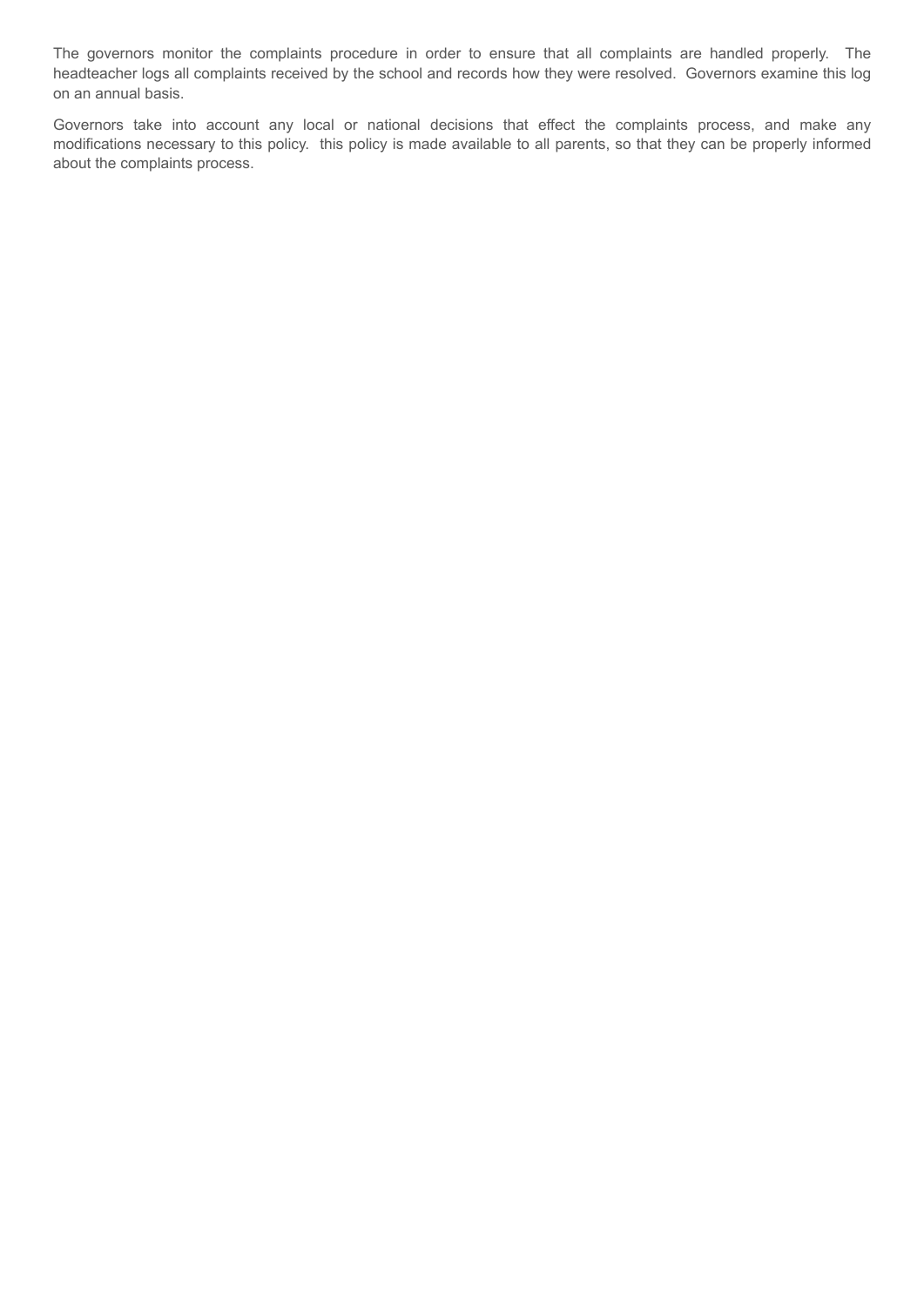The governors monitor the complaints procedure in order to ensure that all complaints are handled properly. The headteacher logs all complaints received by the school and records how they were resolved. Governors examine this log on an annual basis.

Governors take into account any local or national decisions that effect the complaints process, and make any modifications necessary to this policy. this policy is made available to all parents, so that they can be properly informed about the complaints process.